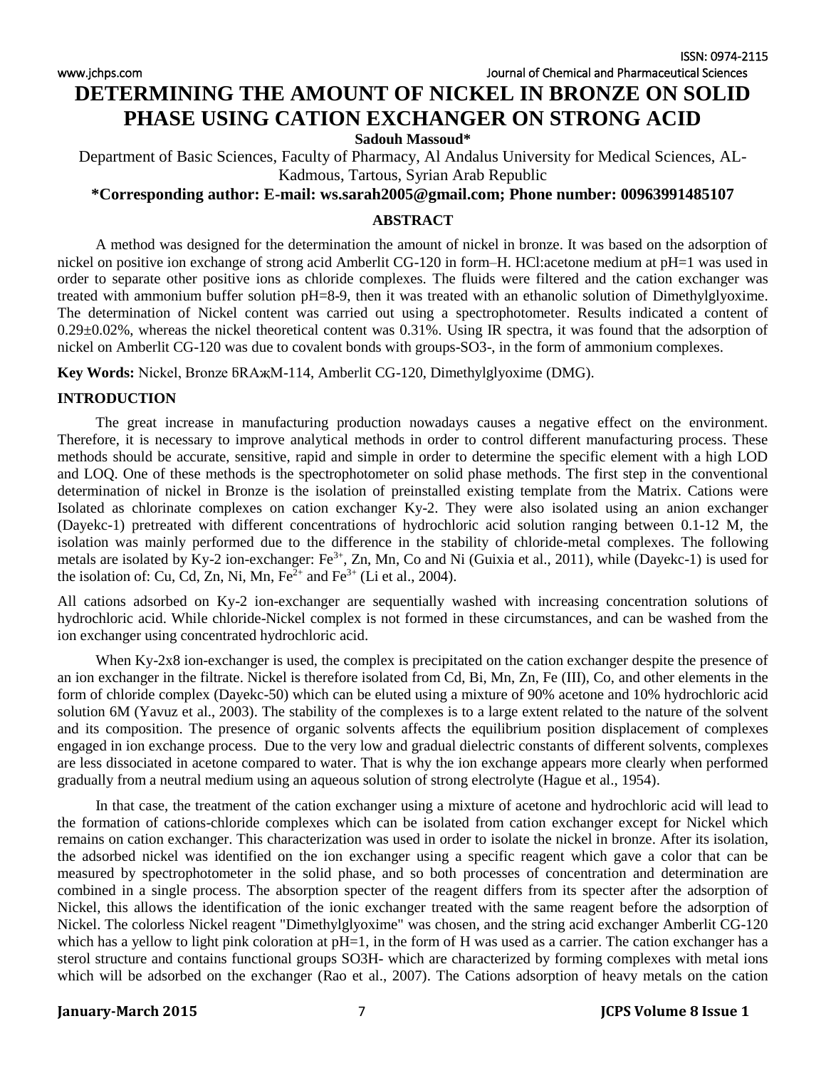# DETERMINING THE AMOUNT OF NICKEL IN BRONZE ON SOLID PHASE USING CATION EXCHANGER ON STRONG ACID

**Sadouh Massoud***

Department of Basic Sciences, Faculty of Pharmacy, Al Andalus University for Medical Sciences, AL-Kadmous, Tartous, Syrian Arab Republic

**\*Corresponding author: E-mail: ws.sarah2005@gmail.com; Phone number: 00963991485107**

## ABSTRACT

A method was designed for the determination the amount of nickel in bronze. It was based on the adsorption of nickel on positive ion exchange of strong acid Amberlit CG-120 in form–H. HCl:acetone medium at pH=1 was used in order to separate other positive ions as chloride complexes. The fluids were filtered and the cation exchanger was treated with ammonium buffer solution pH=8-9, then it was treated with an ethanolic solution of Dimethylglyoxime. The determination of Nickel content was carried out using a spectrophotometer. Results indicated a content of 0.29±0.02%, whereas the nickel theoretical content was 0.31%. Using IR spectra, it was found that the adsorption of nickel on Amberlit CG-120 was due to covalent bonds with groups-SO3-, in the form of ammonium complexes.

**Key Words:** Nickel, Bronze БRAжM-114, Amberlit CG-120, Dimethylglyoxime (DMG).

## INTRODUCTION

The great increase in manufacturing production nowadays causes a negative effect on the environment. Therefore, it is necessary to improve analytical methods in order to control different manufacturing process. These methods should be accurate, sensitive, rapid and simple in order to determine the specific element with a high LOD and LOQ. One of these methods is the spectrophotometer on solid phase methods. The first step in the conventional determination of nickel in Bronze is the isolation of preinstalled existing template from the Matrix. Cations were Isolated as chlorinate complexes on cation exchanger Ky-2. They were also isolated using an anion exchanger (Dayekc-1) pretreated with different concentrations of hydrochloric acid solution ranging between 0.1-12 M, the isolation was mainly performed due to the difference in the stability of chloride-metal complexes. The following metals are isolated by Ky-2 ion-exchanger: $Fe^{3+}$, Zn, Mn, Co and Ni (Guixia et al., 2011), while (Dayekc-1) is used for the isolation of: Cu, Cd, Zn, Ni, Mn, $Fe^{2+}$ and $Fe^{3+}$ (Li et al., 2004).

All cations adsorbed on Ky-2 ion-exchanger are sequentially washed with increasing concentration solutions of hydrochloric acid. While chloride-Nickel complex is not formed in these circumstances, and can be washed from the ion exchanger using concentrated hydrochloric acid.

When Ky-2x8 ion-exchanger is used, the complex is precipitated on the cation exchanger despite the presence of an ion exchanger in the filtrate. Nickel is therefore isolated from Cd, Bi, Mn, Zn, Fe (III), Co, and other elements in the form of chloride complex (Dayekc-50) which can be eluted using a mixture of 90% acetone and 10% hydrochloric acid solution 6M (Yavuz et al., 2003). The stability of the complexes is to a large extent related to the nature of the solvent and its composition. The presence of organic solvents affects the equilibrium position displacement of complexes engaged in ion exchange process. Due to the very low and gradual dielectric constants of different solvents, complexes are less dissociated in acetone compared to water. That is why the ion exchange appears more clearly when performed gradually from a neutral medium using an aqueous solution of strong electrolyte (Hague et al., 1954).

In that case, the treatment of the cation exchanger using a mixture of acetone and hydrochloric acid will lead to the formation of cations-chloride complexes which can be isolated from cation exchanger except for Nickel which remains on cation exchanger. This characterization was used in order to isolate the nickel in bronze. After its isolation, the adsorbed nickel was identified on the ion exchanger using a specific reagent which gave a color that can be measured by spectrophotometer in the solid phase, and so both processes of concentration and determination are combined in a single process. The absorption specter of the reagent differs from its specter after the adsorption of Nickel, this allows the identification of the ionic exchanger treated with the same reagent before the adsorption of Nickel. The colorless Nickel reagent "Dimethylglyoxime" was chosen, and the string acid exchanger Amberlit CG-120 which has a yellow to light pink coloration at pH=1, in the form of H was used as a carrier. The cation exchanger has a sterol structure and contains functional groups SO3H- which are characterized by forming complexes with metal ions which will be adsorbed on the exchanger (Rao et al., 2007). The Cations adsorption of heavy metals on the cation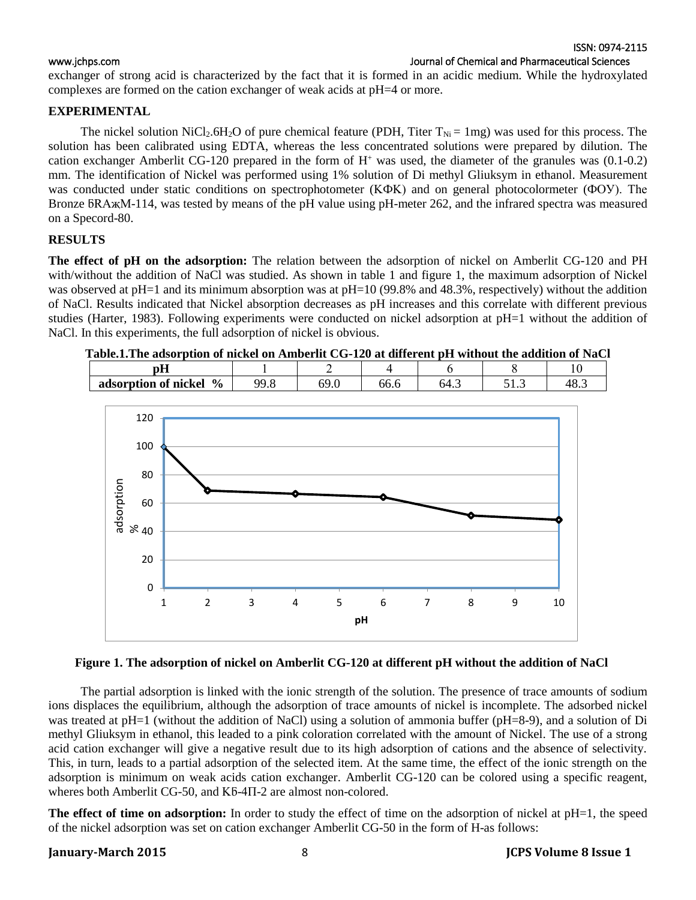exchanger of strong acid is characterized by the fact that it is formed in an acidic medium. While the hydroxylated complexes are formed on the cation exchanger of weak acids at pH=4 or more.

## EXPERIMENTAL

The nickel solution $NiCl_2.6H_2O$ of pure chemical feature (PDH, Titer $T_{Ni}$ = 1mg) was used for this process. The solution has been calibrated using EDTA, whereas the less concentrated solutions were prepared by dilution. The cation exchanger Amberlit CG-120 prepared in the form of $H^+$ was used, the diameter of the granules was (0.1-0.2) mm. The identification of Nickel was performed using 1% solution of Di methyl Gliuksym in ethanol. Measurement was conducted under static conditions on spectrophotometer (КФК) and on general photocolormeter (ФОУ). The Bronze бRAжM-114, was tested by means of the pH value using pH-meter 262, and the infrared spectra was measured on a Specord-80.

## RESULTS

**The effect of pH on the adsorption:** The relation between the adsorption of nickel on Amberlit CG-120 and PH with/without the addition of NaCl was studied. As shown in table 1 and figure 1, the maximum adsorption of Nickel was observed at pH=1 and its minimum absorption was at pH=10 (99.8% and 48.3%, respectively) without the addition of NaCl. Results indicated that Nickel absorption decreases as pH increases and this correlate with different previous studies (Harter, 1983). Following experiments were conducted on nickel adsorption at pH=1 without the addition of NaCl. In this experiments, the full adsorption of nickel is obvious.

**Table.1.The adsorption of nickel on Amberlit CG-120 at different pH without the addition of NaCl**

| pH | 1 | 2 | 4 | 6 | 8 | 10 |
|---|---|---|---|---|---|---|
| adsorption of nickel % | 99.8 | 69.0 | 66.6 | 64.3 | 51.3 | 48.3 |

**Figure 1. The adsorption of nickel on Amberlit CG-120 at different pH without the addition of NaCl**

The partial adsorption is linked with the ionic strength of the solution. The presence of trace amounts of sodium ions displaces the equilibrium, although the adsorption of trace amounts of nickel is incomplete. The adsorbed nickel was treated at pH=1 (without the addition of NaCl) using a solution of ammonia buffer (pH=8-9), and a solution of Di methyl Gliuksym in ethanol, this leaded to a pink coloration correlated with the amount of Nickel. The use of a strong acid cation exchanger will give a negative result due to its high adsorption of cations and the absence of selectivity. This, in turn, leads to a partial adsorption of the selected item. At the same time, the effect of the ionic strength on the adsorption is minimum on weak acids cation exchanger. Amberlit CG-120 can be colored using a specific reagent, wheres both Amberlit CG-50, and Кб-4П-2 are almost non-colored.

**The effect of time on adsorption:** In order to study the effect of time on the adsorption of nickel at pH=1, the speed of the nickel adsorption was set on cation exchanger Amberlit CG-50 in the form of H-as follows: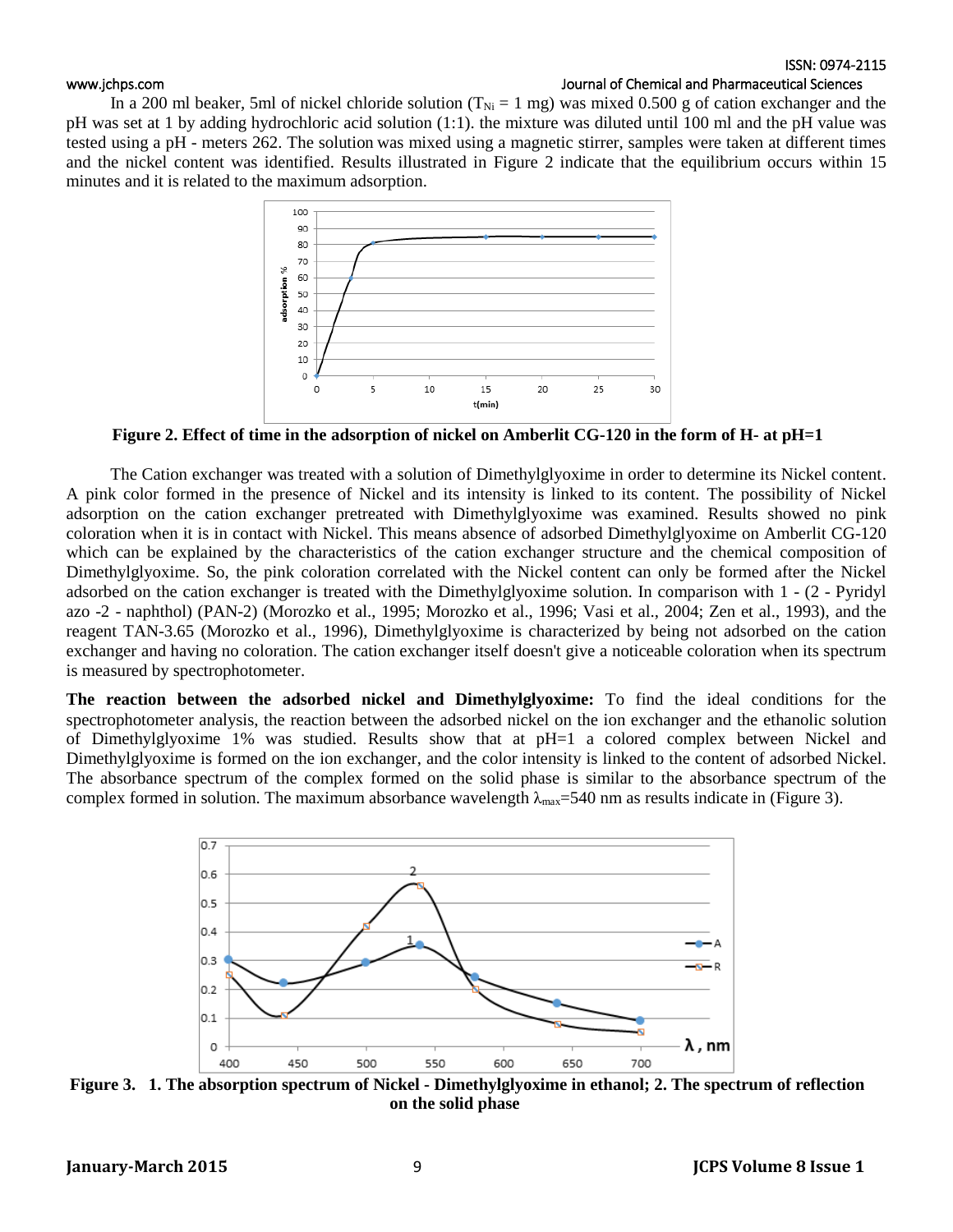In a 200 ml beaker, 5ml of nickel chloride solution ($T_{Ni}$ = 1 mg) was mixed 0.500 g of cation exchanger and the pH was set at 1 by adding hydrochloric acid solution (1:1). the mixture was diluted until 100 ml and the pH value was tested using a pH - meters 262. The solution was mixed using a magnetic stirrer, samples were taken at different times and the nickel content was identified. Results illustrated in Figure 2 indicate that the equilibrium occurs within 15 minutes and it is related to the maximum adsorption.

**Figure 2. Effect of time in the adsorption of nickel on Amberlit CG-120 in the form of H- at pH=1**

The Cation exchanger was treated with a solution of Dimethylglyoxime in order to determine its Nickel content. A pink color formed in the presence of Nickel and its intensity is linked to its content. The possibility of Nickel adsorption on the cation exchanger pretreated with Dimethylglyoxime was examined. Results showed no pink coloration when it is in contact with Nickel. This means absence of adsorbed Dimethylglyoxime on Amberlit CG-120 which can be explained by the characteristics of the cation exchanger structure and the chemical composition of Dimethylglyoxime. So, the pink coloration correlated with the Nickel content can only be formed after the Nickel adsorbed on the cation exchanger is treated with the Dimethylglyoxime solution. In comparison with 1 - (2 - Pyridyl azo -2 - naphthol) (PAN-2) (Morozko et al., 1995; Morozko et al., 1996; Vasi et al., 2004; Zen et al., 1993), and the reagent TAN-3.65 (Morozko et al., 1996), Dimethylglyoxime is characterized by being not adsorbed on the cation exchanger and having no coloration. The cation exchanger itself doesn't give a noticeable coloration when its spectrum is measured by spectrophotometer.

**The reaction between the adsorbed nickel and Dimethylglyoxime:** To find the ideal conditions for the spectrophotometer analysis, the reaction between the adsorbed nickel on the ion exchanger and the ethanolic solution of Dimethylglyoxime 1% was studied. Results show that at pH=1 a colored complex between Nickel and Dimethylglyoxime is formed on the ion exchanger, and the color intensity is linked to the content of adsorbed Nickel. The absorbance spectrum of the complex formed on the solid phase is similar to the absorbance spectrum of the complex formed in solution. The maximum absorbance wavelength $\lambda_{max}$=540 nm as results indicate in (Figure 3).

**Figure 3. 1. The absorption spectrum of Nickel - Dimethylglyoxime in ethanol; 2. The spectrum of reflection on the solid phase**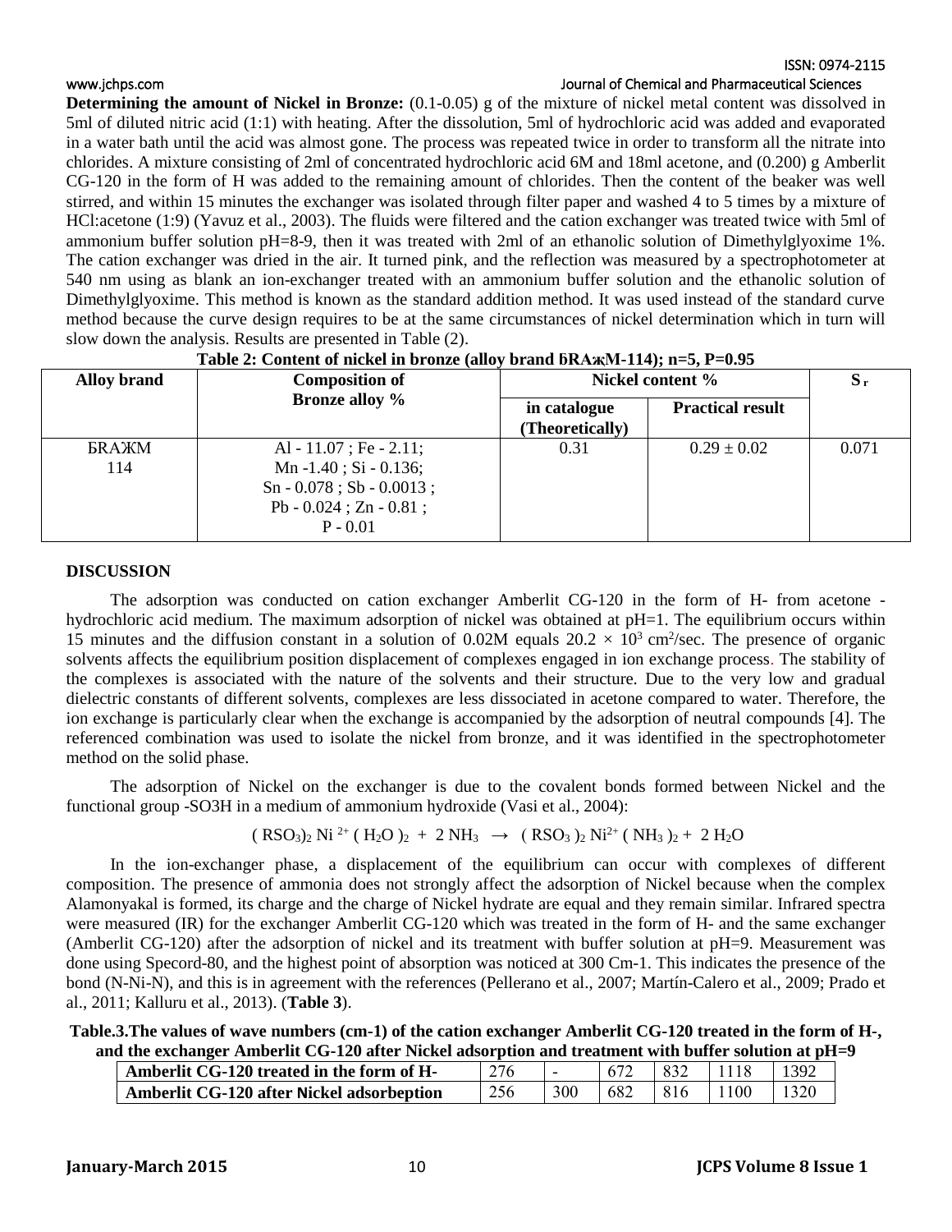**Determining the amount of Nickel in Bronze:** (0.1-0.05) g of the mixture of nickel metal content was dissolved in 5ml of diluted nitric acid (1:1) with heating. After the dissolution, 5ml of hydrochloric acid was added and evaporated in a water bath until the acid was almost gone. The process was repeated twice in order to transform all the nitrate into chlorides. A mixture consisting of 2ml of concentrated hydrochloric acid 6M and 18ml acetone, and (0.200) g Amberlit CG-120 in the form of H was added to the remaining amount of chlorides. Then the content of the beaker was well stirred, and within 15 minutes the exchanger was isolated through filter paper and washed 4 to 5 times by a mixture of HCl:acetone (1:9) (Yavuz et al., 2003). The fluids were filtered and the cation exchanger was treated twice with 5ml of ammonium buffer solution pH=8-9, then it was treated with 2ml of an ethanolic solution of Dimethylglyoxime 1%. The cation exchanger was dried in the air. It turned pink, and the reflection was measured by a spectrophotometer at 540 nm using as blank an ion-exchanger treated with an ammonium buffer solution and the ethanolic solution of Dimethylglyoxime. This method is known as the standard addition method. It was used instead of the standard curve method because the curve design requires to be at the same circumstances of nickel determination which in turn will slow down the analysis. Results are presented in Table (2).

**Table 2: Content of nickel in bronze (alloy brand БRАжМ-114); n=5, P=0.95**

| Alloy brand | Composition of Bronze alloy % | Nickel content % | | $S_r$ |
|---|---|---|---|---|
| | | in catalogue (Theoretically) | Practical result | |
| БRАЖМ 114 | Al - 11.07 ; Fe - 2.11; Mn -1.40 ; Si - 0.136; Sn - 0.078 ; Sb - 0.0013 ; Pb - 0.024 ; Zn - 0.81 ; P - 0.01 | 0.31 | 0.29 ± 0.02 | 0.071 |

## DISCUSSION

The adsorption was conducted on cation exchanger Amberlit CG-120 in the form of H- from acetone - hydrochloric acid medium. The maximum adsorption of nickel was obtained at pH=1. The equilibrium occurs within 15 minutes and the diffusion constant in a solution of 0.02M equals $20.2 \times 10^3$ $cm^2$/sec. The presence of organic solvents affects the equilibrium position displacement of complexes engaged in ion exchange process. The stability of the complexes is associated with the nature of the solvents and their structure. Due to the very low and gradual dielectric constants of different solvents, complexes are less dissociated in acetone compared to water. Therefore, the ion exchange is particularly clear when the exchange is accompanied by the adsorption of neutral compounds [4]. The referenced combination was used to isolate the nickel from bronze, and it was identified in the spectrophotometer method on the solid phase.

The adsorption of Nickel on the exchanger is due to the covalent bonds formed between Nickel and the functional group -SO3H in a medium of ammonium hydroxide (Vasi et al., 2004):

$$(RSO_3)_2\,Ni^{2+}\,(H_2O)_2 + 2\,NH_3 \rightarrow (RSO_3)_2\,Ni^{2+}\,(NH_3)_2 + 2\,H_2O$$

In the ion-exchanger phase, a displacement of the equilibrium can occur with complexes of different composition. The presence of ammonia does not strongly affect the adsorption of Nickel because when the complex Alamonyakal is formed, its charge and the charge of Nickel hydrate are equal and they remain similar. Infrared spectra were measured (IR) for the exchanger Amberlit CG-120 which was treated in the form of H- and the same exchanger (Amberlit CG-120) after the adsorption of nickel and its treatment with buffer solution at pH=9. Measurement was done using Specord-80, and the highest point of absorption was noticed at 300 Cm-1. This indicates the presence of the bond (N-Ni-N), and this is in agreement with the references (Pellerano et al., 2007; Martín-Calero et al., 2009; Prado et al., 2011; Kalluru et al., 2013). (**Table 3**).

**Table.3.The values of wave numbers (cm-1) of the cation exchanger Amberlit CG-120 treated in the form of H-, and the exchanger Amberlit CG-120 after Nickel adsorption and treatment with buffer solution at pH=9**

| | | | | | | |
|---|---|---|---|---|---|---|
| **Amberlit CG-120 treated in the form of H-** | 276 | - | 672 | 832 | 1118 | 1392 |
| **Amberlit CG-120 after Nickel adsorbeption** | 256 | 300 | 682 | 816 | 1100 | 1320 |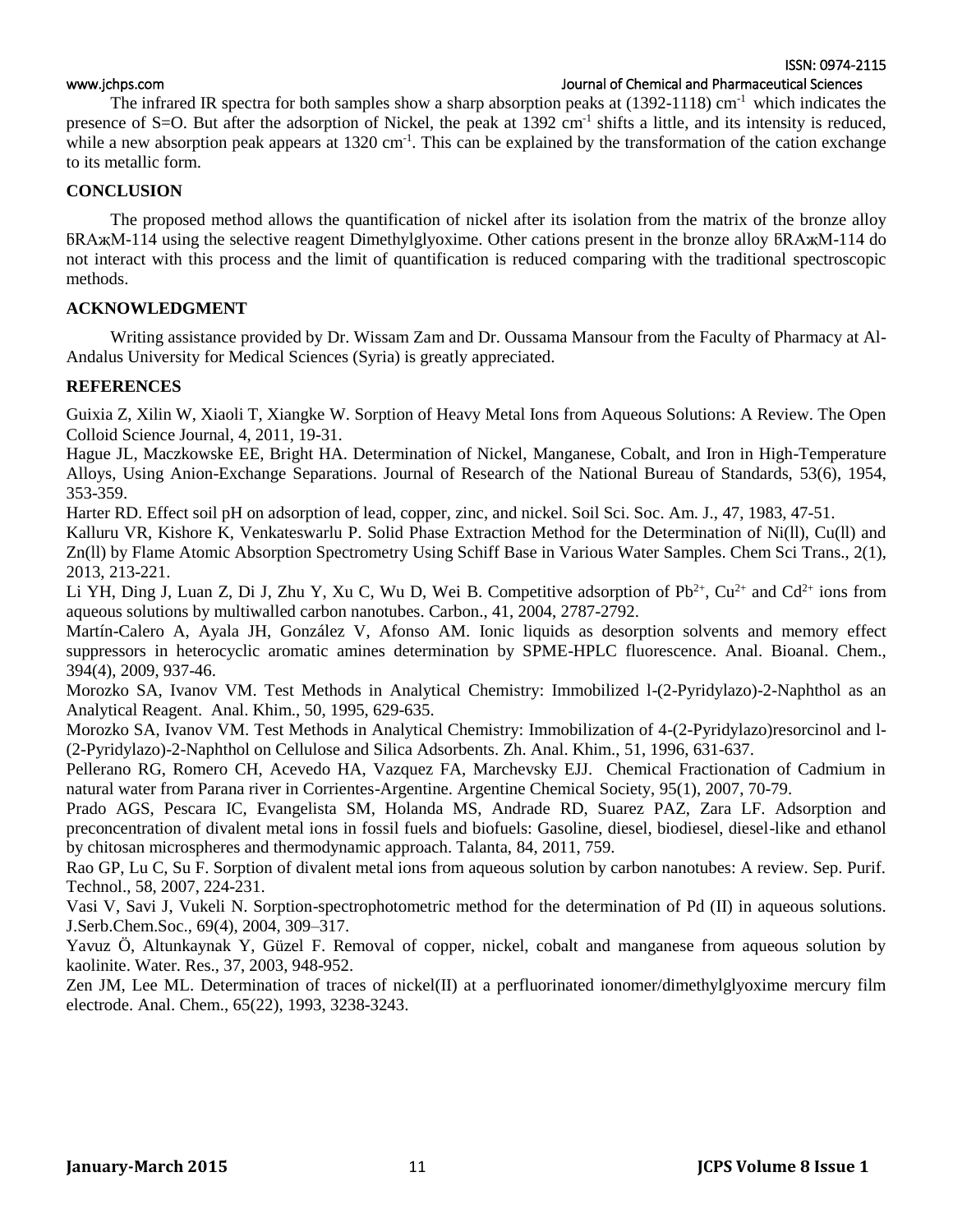The infrared IR spectra for both samples show a sharp absorption peaks at (1392-1118) $cm^{-1}$ which indicates the presence of S=O. But after the adsorption of Nickel, the peak at 1392 $cm^{-1}$ shifts a little, and its intensity is reduced, while a new absorption peak appears at 1320 $cm^{-1}$. This can be explained by the transformation of the cation exchange to its metallic form.

## CONCLUSION

The proposed method allows the quantification of nickel after its isolation from the matrix of the bronze alloy БRAжM-114 using the selective reagent Dimethylglyoxime. Other cations present in the bronze alloy БRAжM-114 do not interact with this process and the limit of quantification is reduced comparing with the traditional spectroscopic methods.

## ACKNOWLEDGMENT

Writing assistance provided by Dr. Wissam Zam and Dr. Oussama Mansour from the Faculty of Pharmacy at Al-Andalus University for Medical Sciences (Syria) is greatly appreciated.

## REFERENCES

Guixia Z, Xilin W, Xiaoli T, Xiangke W. Sorption of Heavy Metal Ions from Aqueous Solutions: A Review. The Open Colloid Science Journal, 4, 2011, 19-31.

Hague JL, Maczkowske EE, Bright HA. Determination of Nickel, Manganese, Cobalt, and Iron in High-Temperature Alloys, Using Anion-Exchange Separations. Journal of Research of the National Bureau of Standards, 53(6), 1954, 353-359.

Harter RD. Effect soil pH on adsorption of lead, copper, zinc, and nickel. Soil Sci. Soc. Am. J., 47, 1983, 47-51.

Kalluru VR, Kishore K, Venkateswarlu P. Solid Phase Extraction Method for the Determination of Ni(ll), Cu(ll) and Zn(ll) by Flame Atomic Absorption Spectrometry Using Schiff Base in Various Water Samples. Chem Sci Trans., 2(1), 2013, 213-221.

Li YH, Ding J, Luan Z, Di J, Zhu Y, Xu C, Wu D, Wei B. Competitive adsorption of $Pb^{2+}$, $Cu^{2+}$ and $Cd^{2+}$ ions from aqueous solutions by multiwalled carbon nanotubes. Carbon., 41, 2004, 2787-2792.

Martín-Calero A, Ayala JH, González V, Afonso AM. Ionic liquids as desorption solvents and memory effect suppressors in heterocyclic aromatic amines determination by SPME-HPLC fluorescence. Anal. Bioanal. Chem., 394(4), 2009, 937-46.

Morozko SA, Ivanov VM. Test Methods in Analytical Chemistry: Immobilized l-(2-Pyridylazo)-2-Naphthol as an Analytical Reagent. Anal. Khim., 50, 1995, 629-635.

Morozko SA, Ivanov VM. Test Methods in Analytical Chemistry: Immobilization of 4-(2-Pyridylazo)resorcinol and l-(2-Pyridylazo)-2-Naphthol on Cellulose and Silica Adsorbents. Zh. Anal. Khim., 51, 1996, 631-637.

Pellerano RG, Romero CH, Acevedo HA, Vazquez FA, Marchevsky EJJ. Chemical Fractionation of Cadmium in natural water from Parana river in Corrientes-Argentine. Argentine Chemical Society, 95(1), 2007, 70-79.

Prado AGS, Pescara IC, Evangelista SM, Holanda MS, Andrade RD, Suarez PAZ, Zara LF. Adsorption and preconcentration of divalent metal ions in fossil fuels and biofuels: Gasoline, diesel, biodiesel, diesel-like and ethanol by chitosan microspheres and thermodynamic approach. Talanta, 84, 2011, 759.

Rao GP, Lu C, Su F. Sorption of divalent metal ions from aqueous solution by carbon nanotubes: A review. Sep. Purif. Technol., 58, 2007, 224-231.

Vasi V, Savi J, Vukeli N. Sorption-spectrophotometric method for the determination of Pd (II) in aqueous solutions. J.Serb.Chem.Soc., 69(4), 2004, 309–317.

Yavuz Ö, Altunkaynak Y, Güzel F. Removal of copper, nickel, cobalt and manganese from aqueous solution by kaolinite. Water. Res., 37, 2003, 948-952.

Zen JM, Lee ML. Determination of traces of nickel(II) at a perfluorinated ionomer/dimethylglyoxime mercury film electrode. Anal. Chem., 65(22), 1993, 3238-3243.